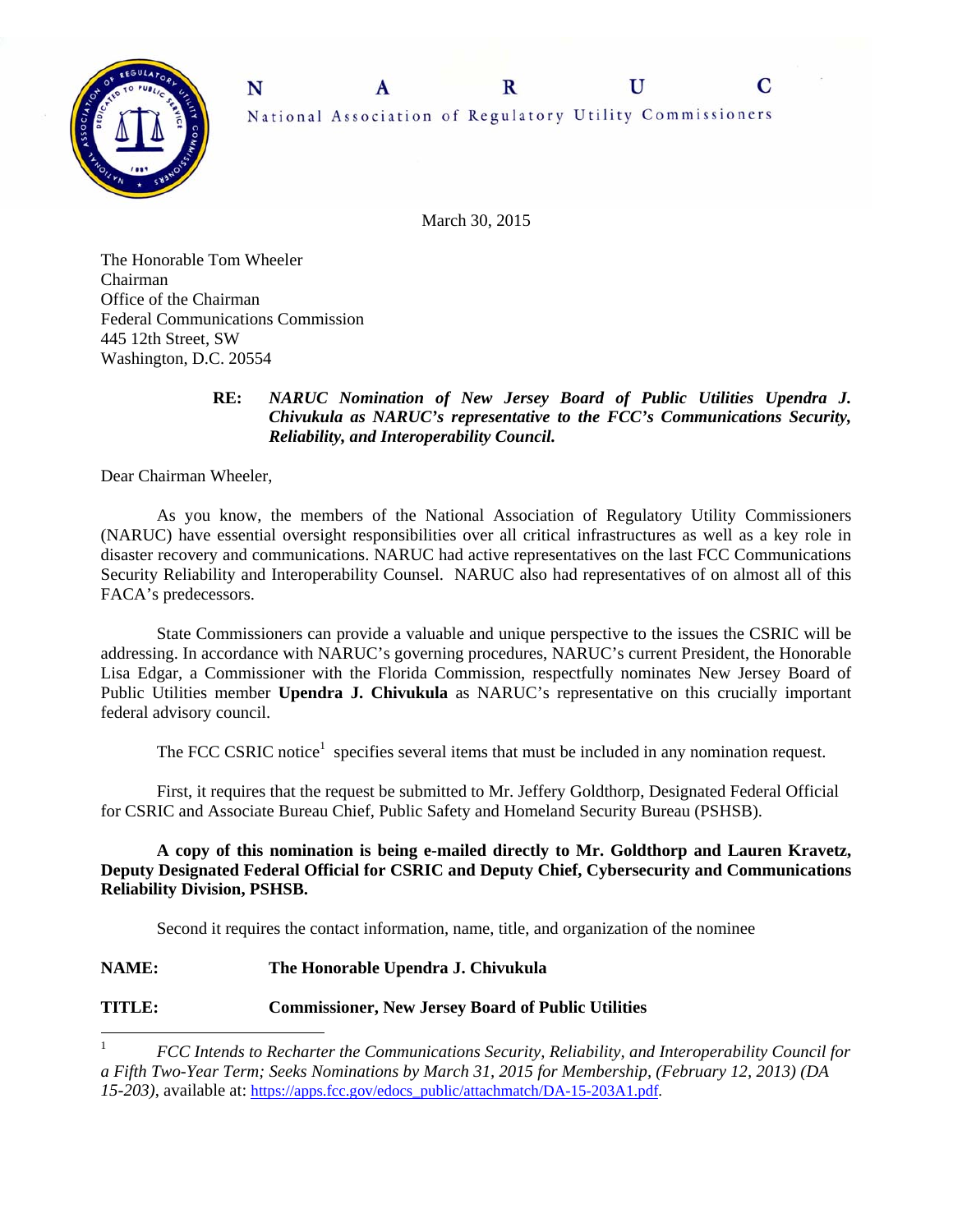N A R U C

National Association of Regulatory Utility Commissioners

March 30, 2015

The Honorable Tom Wheeler
Chairman
Office of the Chairman
Federal Communications Commission
445 12th Street, SW
Washington, D.C. 20554

**RE:** ***NARUC Nomination of New Jersey Board of Public Utilities Upendra J. Chivukula as NARUC's representative to the FCC's Communications Security, Reliability, and Interoperability Council.***

Dear Chairman Wheeler,

As you know, the members of the National Association of Regulatory Utility Commissioners (NARUC) have essential oversight responsibilities over all critical infrastructures as well as a key role in disaster recovery and communications. NARUC had active representatives on the last FCC Communications Security Reliability and Interoperability Counsel. NARUC also had representatives of on almost all of this FACA's predecessors.

State Commissioners can provide a valuable and unique perspective to the issues the CSRIC will be addressing. In accordance with NARUC's governing procedures, NARUC's current President, the Honorable Lisa Edgar, a Commissioner with the Florida Commission, respectfully nominates New Jersey Board of Public Utilities member **Upendra J. Chivukula** as NARUC's representative on this crucially important federal advisory council.

The FCC CSRIC notice[1] specifies several items that must be included in any nomination request.

First, it requires that the request be submitted to Mr. Jeffery Goldthorp, Designated Federal Official for CSRIC and Associate Bureau Chief, Public Safety and Homeland Security Bureau (PSHSB).

**A copy of this nomination is being e-mailed directly to Mr. Goldthorp and Lauren Kravetz, Deputy Designated Federal Official for CSRIC and Deputy Chief, Cybersecurity and Communications Reliability Division, PSHSB.**

Second it requires the contact information, name, title, and organization of the nominee

**NAME:** **The Honorable Upendra J. Chivukula**

**TITLE:** **Commissioner, New Jersey Board of Public Utilities**

---

[1] *FCC Intends to Recharter the Communications Security, Reliability, and Interoperability Council for a Fifth Two-Year Term; Seeks Nominations by March 31, 2015 for Membership, (February 12, 2013) (DA 15-203)*, available at: https://apps.fcc.gov/edocs_public/attachmatch/DA-15-203A1.pdf.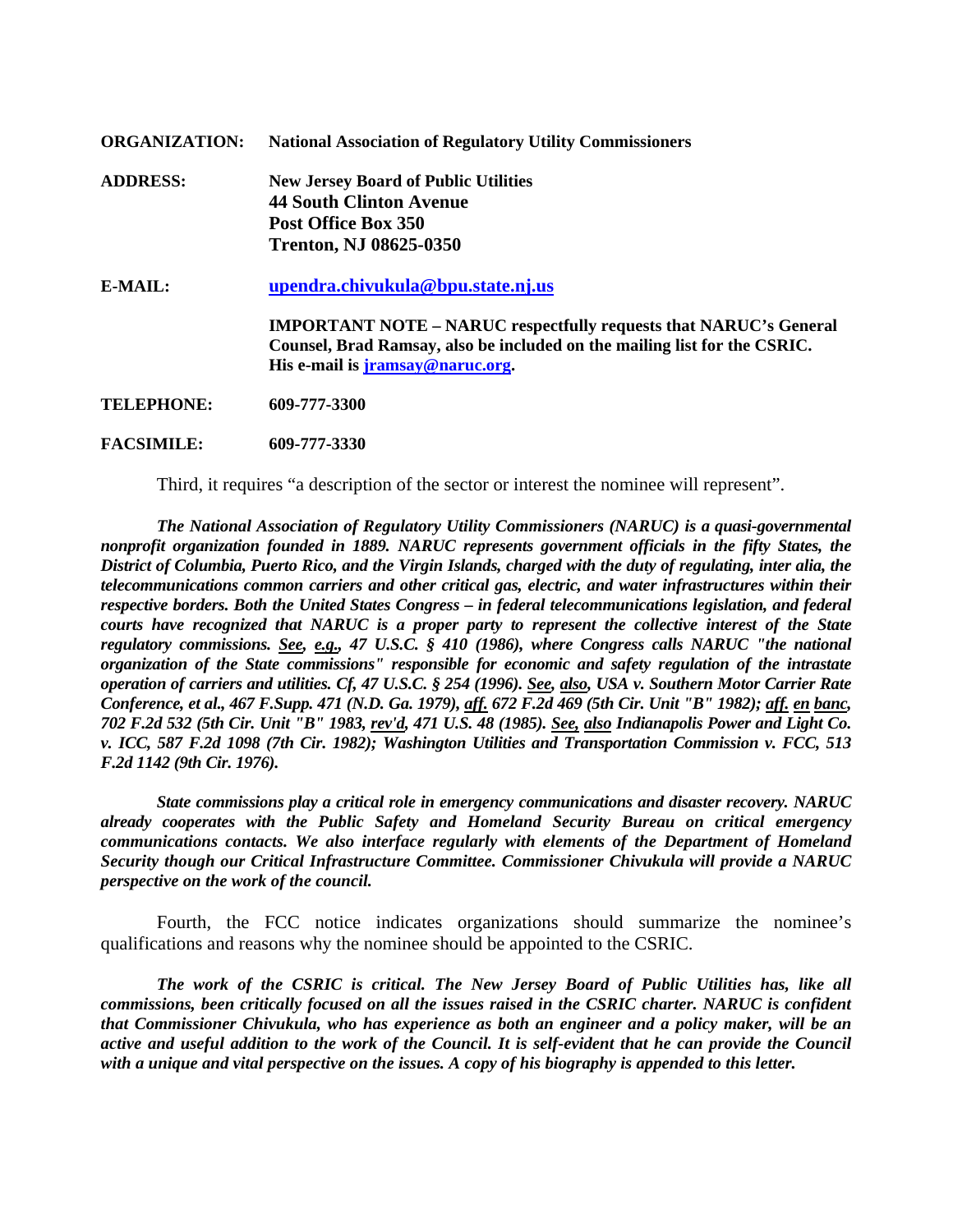**ORGANIZATION:** **National Association of Regulatory Utility Commissioners**

**ADDRESS:** **New Jersey Board of Public Utilities**
**44 South Clinton Avenue**
**Post Office Box 350**
**Trenton, NJ 08625-0350**

**E-MAIL:** **upendra.chivukula@bpu.state.nj.us**

**IMPORTANT NOTE – NARUC respectfully requests that NARUC's General Counsel, Brad Ramsay, also be included on the mailing list for the CSRIC. His e-mail is jramsay@naruc.org.**

**TELEPHONE:** **609-777-3300**

**FACSIMILE:** **609-777-3330**

Third, it requires "a description of the sector or interest the nominee will represent".

***The National Association of Regulatory Utility Commissioners (NARUC) is a quasi-governmental nonprofit organization founded in 1889. NARUC represents government officials in the fifty States, the District of Columbia, Puerto Rico, and the Virgin Islands, charged with the duty of regulating, inter alia, the telecommunications common carriers and other critical gas, electric, and water infrastructures within their respective borders. Both the United States Congress – in federal telecommunications legislation, and federal courts have recognized that NARUC is a proper party to represent the collective interest of the State regulatory commissions. See, e.g., 47 U.S.C. § 410 (1986), where Congress calls NARUC "the national organization of the State commissions" responsible for economic and safety regulation of the intrastate operation of carriers and utilities. Cf, 47 U.S.C. § 254 (1996). See, also, USA v. Southern Motor Carrier Rate Conference, et al., 467 F.Supp. 471 (N.D. Ga. 1979), aff. 672 F.2d 469 (5th Cir. Unit "B" 1982); aff. en banc, 702 F.2d 532 (5th Cir. Unit "B" 1983, rev'd, 471 U.S. 48 (1985). See, also Indianapolis Power and Light Co. v. ICC, 587 F.2d 1098 (7th Cir. 1982); Washington Utilities and Transportation Commission v. FCC, 513 F.2d 1142 (9th Cir. 1976).***

***State commissions play a critical role in emergency communications and disaster recovery. NARUC already cooperates with the Public Safety and Homeland Security Bureau on critical emergency communications contacts. We also interface regularly with elements of the Department of Homeland Security though our Critical Infrastructure Committee. Commissioner Chivukula will provide a NARUC perspective on the work of the council.***

Fourth, the FCC notice indicates organizations should summarize the nominee's qualifications and reasons why the nominee should be appointed to the CSRIC.

***The work of the CSRIC is critical. The New Jersey Board of Public Utilities has, like all commissions, been critically focused on all the issues raised in the CSRIC charter. NARUC is confident that Commissioner Chivukula, who has experience as both an engineer and a policy maker, will be an active and useful addition to the work of the Council. It is self-evident that he can provide the Council with a unique and vital perspective on the issues. A copy of his biography is appended to this letter.***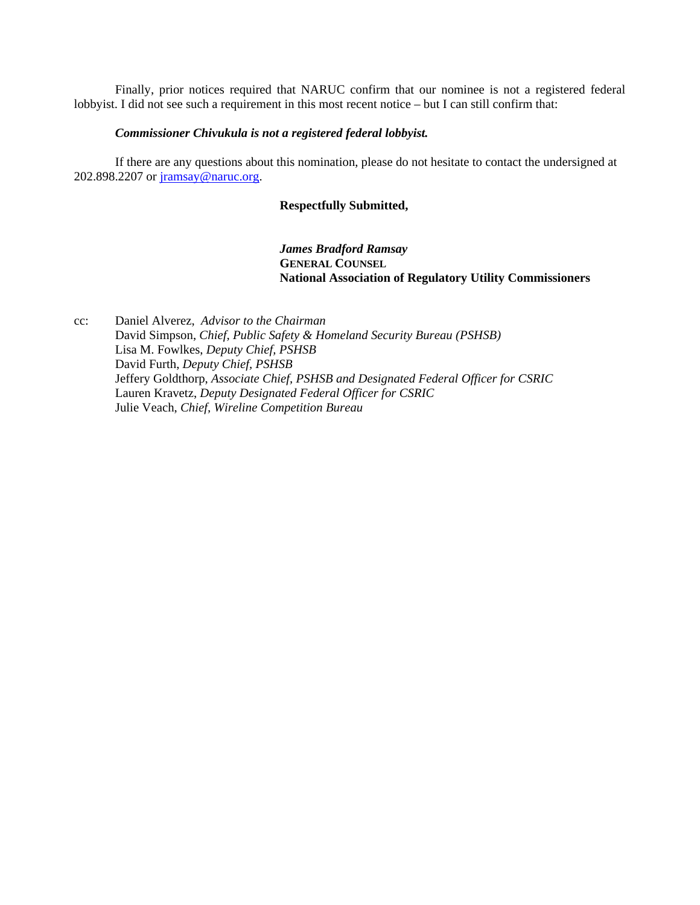Finally, prior notices required that NARUC confirm that our nominee is not a registered federal lobbyist. I did not see such a requirement in this most recent notice – but I can still confirm that:

***Commissioner Chivukula is not a registered federal lobbyist.***

If there are any questions about this nomination, please do not hesitate to contact the undersigned at 202.898.2207 or [jramsay@naruc.org](mailto:jramsay@naruc.org).

**Respectfully Submitted,**

***James Bradford Ramsay***
**GENERAL COUNSEL**
**National Association of Regulatory Utility Commissioners**

cc: Daniel Alverez, *Advisor to the Chairman*
David Simpson, *Chief, Public Safety & Homeland Security Bureau (PSHSB)*
Lisa M. Fowlkes, *Deputy Chief, PSHSB*
David Furth, *Deputy Chief, PSHSB*
Jeffery Goldthorp, *Associate Chief, PSHSB and Designated Federal Officer for CSRIC*
Lauren Kravetz, *Deputy Designated Federal Officer for CSRIC*
Julie Veach, *Chief, Wireline Competition Bureau*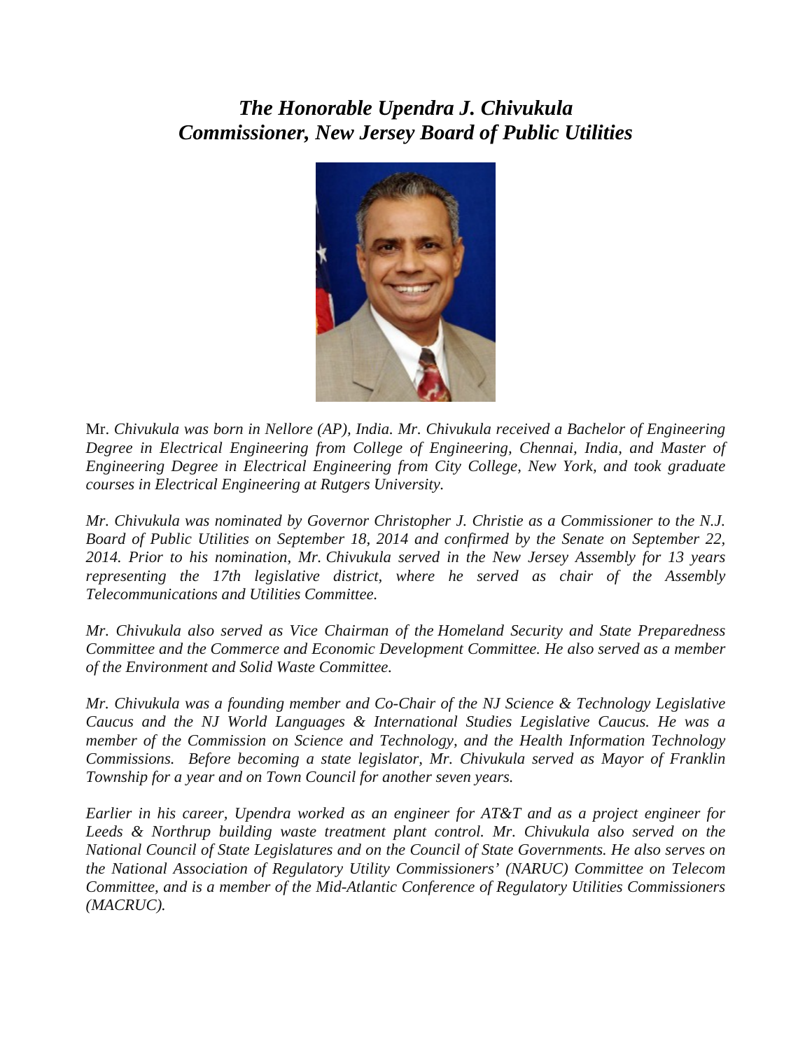# *The Honorable Upendra J. Chivukula*
# *Commissioner, New Jersey Board of Public Utilities*

Mr. *Chivukula was born in Nellore (AP), India. Mr. Chivukula received a Bachelor of Engineering Degree in Electrical Engineering from College of Engineering, Chennai, India, and Master of Engineering Degree in Electrical Engineering from City College, New York, and took graduate courses in Electrical Engineering at Rutgers University.*

*Mr. Chivukula was nominated by Governor Christopher J. Christie as a Commissioner to the N.J. Board of Public Utilities on September 18, 2014 and confirmed by the Senate on September 22, 2014. Prior to his nomination, Mr. Chivukula served in the New Jersey Assembly for 13 years representing the 17th legislative district, where he served as chair of the Assembly Telecommunications and Utilities Committee.*

*Mr. Chivukula also served as Vice Chairman of the Homeland Security and State Preparedness Committee and the Commerce and Economic Development Committee. He also served as a member of the Environment and Solid Waste Committee.*

*Mr. Chivukula was a founding member and Co-Chair of the NJ Science & Technology Legislative Caucus and the NJ World Languages & International Studies Legislative Caucus. He was a member of the Commission on Science and Technology, and the Health Information Technology Commissions. Before becoming a state legislator, Mr. Chivukula served as Mayor of Franklin Township for a year and on Town Council for another seven years.*

*Earlier in his career, Upendra worked as an engineer for AT&T and as a project engineer for Leeds & Northrup building waste treatment plant control. Mr. Chivukula also served on the National Council of State Legislatures and on the Council of State Governments. He also serves on the National Association of Regulatory Utility Commissioners' (NARUC) Committee on Telecom Committee, and is a member of the Mid-Atlantic Conference of Regulatory Utilities Commissioners (MACRUC).*